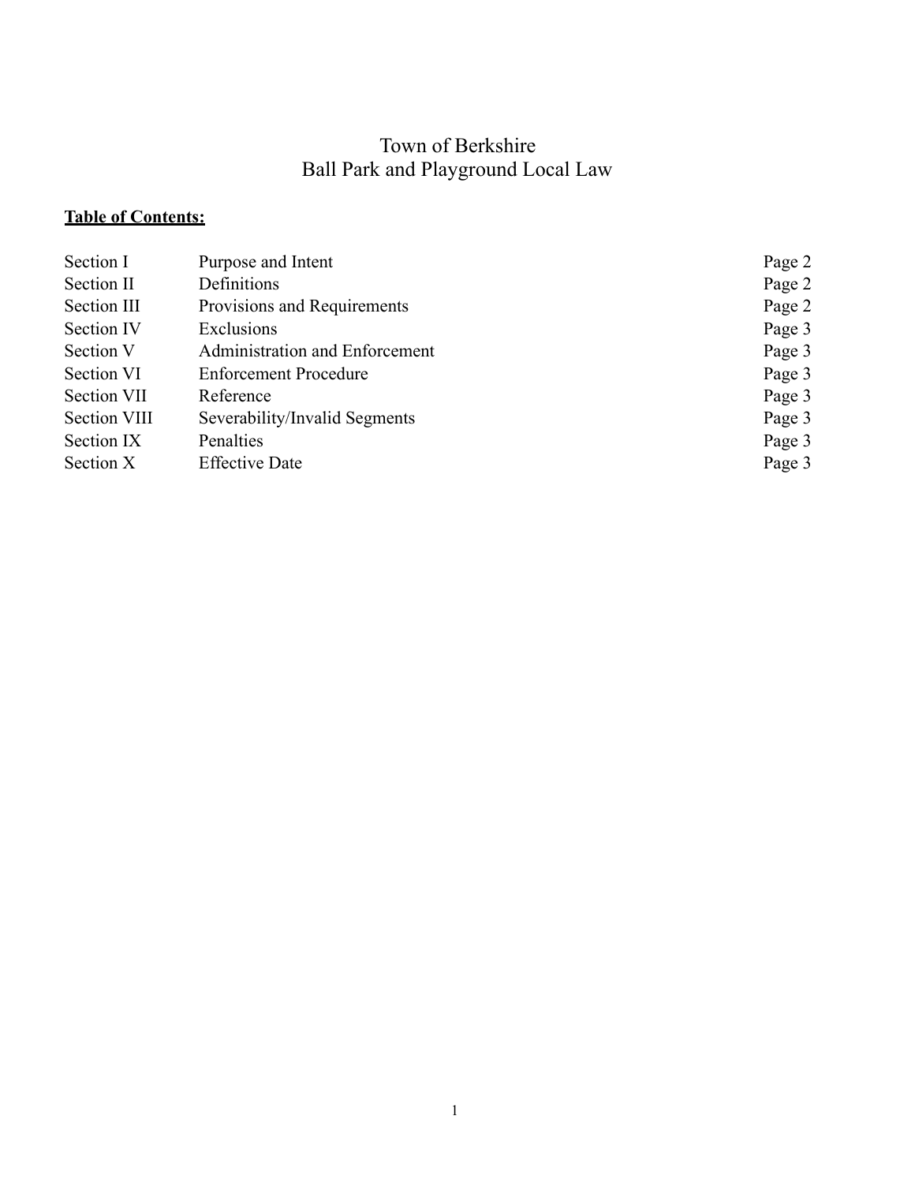# Town of Berkshire
# Ball Park and Playground Local Law

**Table of Contents:**

| | | |
|---|---|---|
| Section I | Purpose and Intent | Page 2 |
| Section II | Definitions | Page 2 |
| Section III | Provisions and Requirements | Page 2 |
| Section IV | Exclusions | Page 3 |
| Section V | Administration and Enforcement | Page 3 |
| Section VI | Enforcement Procedure | Page 3 |
| Section VII | Reference | Page 3 |
| Section VIII | Severability/Invalid Segments | Page 3 |
| Section IX | Penalties | Page 3 |
| Section X | Effective Date | Page 3 |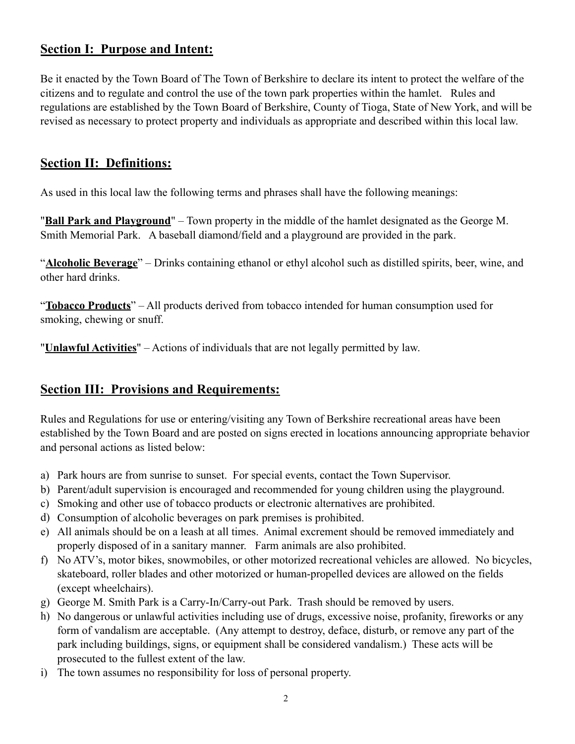## Section I: Purpose and Intent:

Be it enacted by the Town Board of The Town of Berkshire to declare its intent to protect the welfare of the citizens and to regulate and control the use of the town park properties within the hamlet. Rules and regulations are established by the Town Board of Berkshire, County of Tioga, State of New York, and will be revised as necessary to protect property and individuals as appropriate and described within this local law.

## Section II: Definitions:

As used in this local law the following terms and phrases shall have the following meanings:

"**Ball Park and Playground**" – Town property in the middle of the hamlet designated as the George M. Smith Memorial Park. A baseball diamond/field and a playground are provided in the park.

"**Alcoholic Beverage**" – Drinks containing ethanol or ethyl alcohol such as distilled spirits, beer, wine, and other hard drinks.

"**Tobacco Products**" – All products derived from tobacco intended for human consumption used for smoking, chewing or snuff.

"**Unlawful Activities**" – Actions of individuals that are not legally permitted by law.

## Section III: Provisions and Requirements:

Rules and Regulations for use or entering/visiting any Town of Berkshire recreational areas have been established by the Town Board and are posted on signs erected in locations announcing appropriate behavior and personal actions as listed below:

a) Park hours are from sunrise to sunset. For special events, contact the Town Supervisor.
b) Parent/adult supervision is encouraged and recommended for young children using the playground.
c) Smoking and other use of tobacco products or electronic alternatives are prohibited.
d) Consumption of alcoholic beverages on park premises is prohibited.
e) All animals should be on a leash at all times. Animal excrement should be removed immediately and properly disposed of in a sanitary manner. Farm animals are also prohibited.
f) No ATV's, motor bikes, snowmobiles, or other motorized recreational vehicles are allowed. No bicycles, skateboard, roller blades and other motorized or human-propelled devices are allowed on the fields (except wheelchairs).
g) George M. Smith Park is a Carry-In/Carry-out Park. Trash should be removed by users.
h) No dangerous or unlawful activities including use of drugs, excessive noise, profanity, fireworks or any form of vandalism are acceptable. (Any attempt to destroy, deface, disturb, or remove any part of the park including buildings, signs, or equipment shall be considered vandalism.) These acts will be prosecuted to the fullest extent of the law.
i) The town assumes no responsibility for loss of personal property.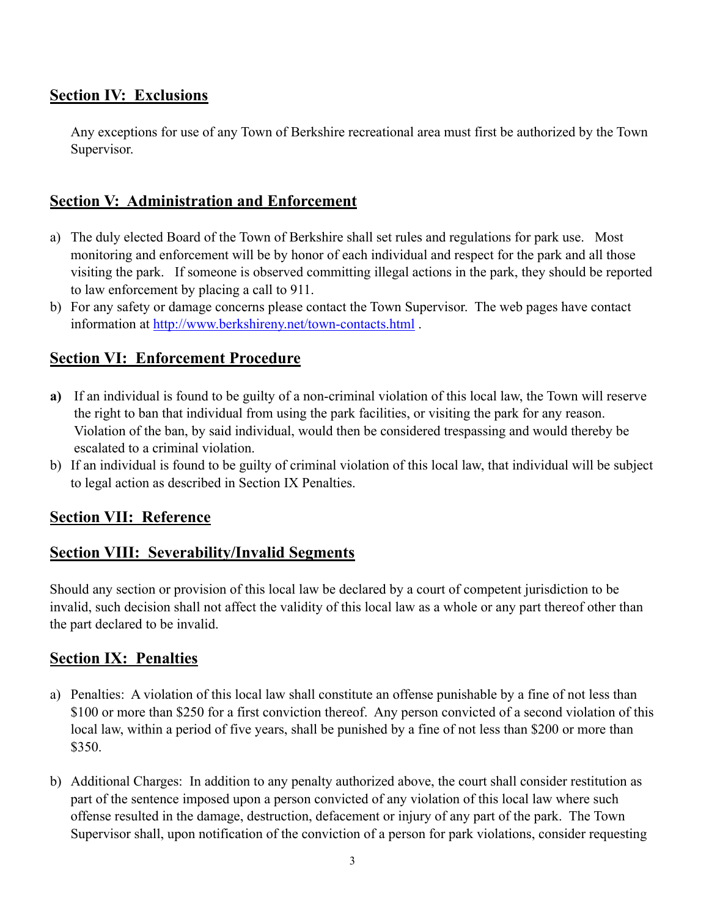## Section IV: Exclusions

Any exceptions for use of any Town of Berkshire recreational area must first be authorized by the Town Supervisor.

## Section V: Administration and Enforcement

a) The duly elected Board of the Town of Berkshire shall set rules and regulations for park use. Most monitoring and enforcement will be by honor of each individual and respect for the park and all those visiting the park. If someone is observed committing illegal actions in the park, they should be reported to law enforcement by placing a call to 911.
b) For any safety or damage concerns please contact the Town Supervisor. The web pages have contact information at http://www.berkshireny.net/town-contacts.html .

## Section VI: Enforcement Procedure

**a)** If an individual is found to be guilty of a non-criminal violation of this local law, the Town will reserve the right to ban that individual from using the park facilities, or visiting the park for any reason. Violation of the ban, by said individual, would then be considered trespassing and would thereby be escalated to a criminal violation.
b) If an individual is found to be guilty of criminal violation of this local law, that individual will be subject to legal action as described in Section IX Penalties.

## Section VII: Reference

## Section VIII: Severability/Invalid Segments

Should any section or provision of this local law be declared by a court of competent jurisdiction to be invalid, such decision shall not affect the validity of this local law as a whole or any part thereof other than the part declared to be invalid.

## Section IX: Penalties

a) Penalties: A violation of this local law shall constitute an offense punishable by a fine of not less than $100 or more than $250 for a first conviction thereof. Any person convicted of a second violation of this local law, within a period of five years, shall be punished by a fine of not less than $200 or more than $350.

b) Additional Charges: In addition to any penalty authorized above, the court shall consider restitution as part of the sentence imposed upon a person convicted of any violation of this local law where such offense resulted in the damage, destruction, defacement or injury of any part of the park. The Town Supervisor shall, upon notification of the conviction of a person for park violations, consider requesting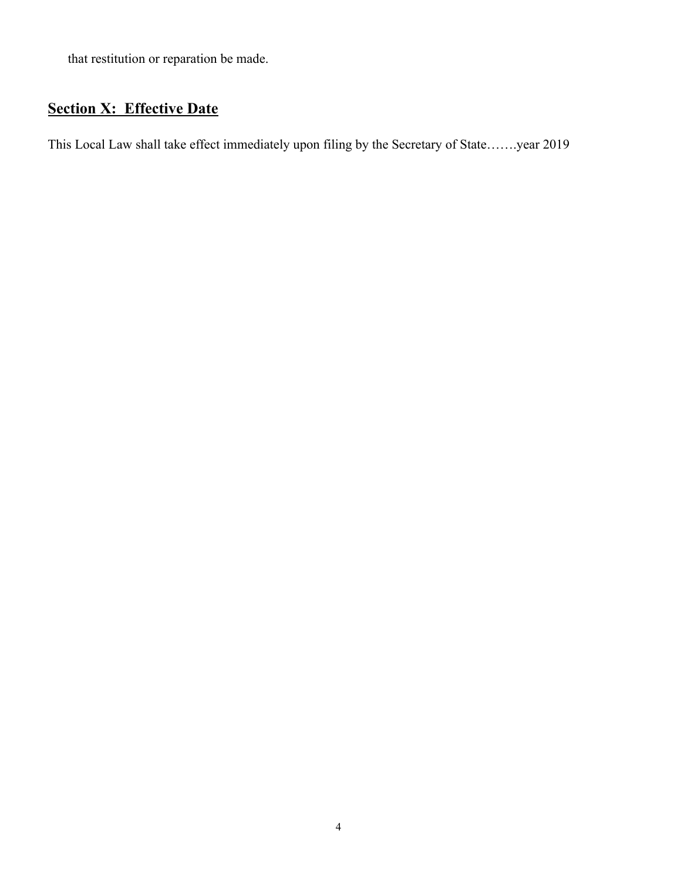that restitution or reparation be made.

## **Section X: Effective Date**

This Local Law shall take effect immediately upon filing by the Secretary of State…….year 2019